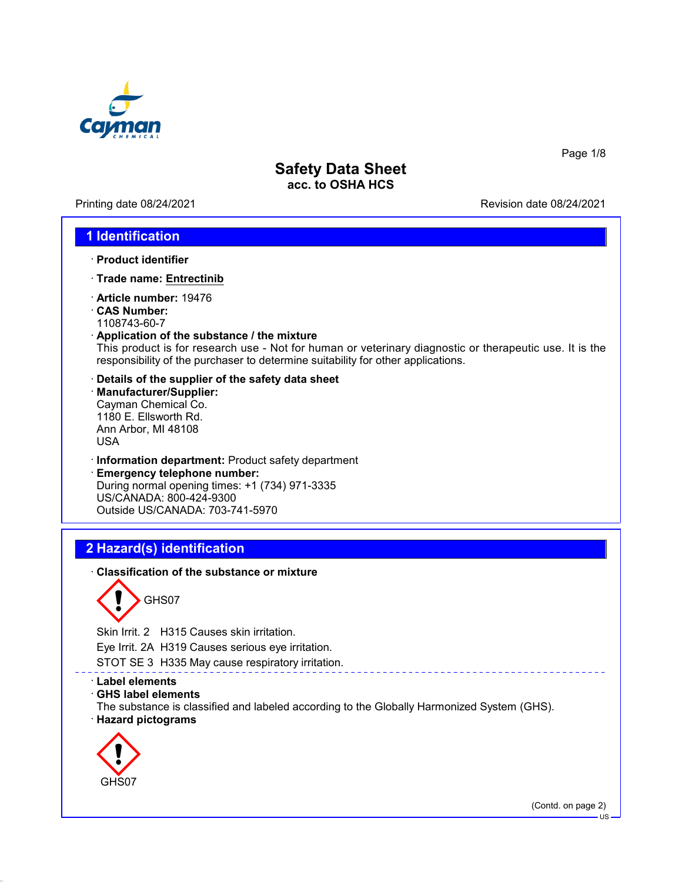# Safety Data Sheet

**acc. to OSHA HCS**

Printing date 08/24/2021 Revision date 08/24/2021

## 1 Identification

· **Product identifier**

· **Trade name: Entrectinib**

· **Article number:** 19476

· **CAS Number:**
1108743-60-7

· **Application of the substance / the mixture**
This product is for research use - Not for human or veterinary diagnostic or therapeutic use. It is the responsibility of the purchaser to determine suitability for other applications.

· **Details of the supplier of the safety data sheet**

· **Manufacturer/Supplier:**
Cayman Chemical Co.
1180 E. Ellsworth Rd.
Ann Arbor, MI 48108
USA

· **Information department:** Product safety department

· **Emergency telephone number:**
During normal opening times: +1 (734) 971-3335
US/CANADA: 800-424-9300
Outside US/CANADA: 703-741-5970

## 2 Hazard(s) identification

· **Classification of the substance or mixture**

GHS07

Skin Irrit. 2 H315 Causes skin irritation.

Eye Irrit. 2A H319 Causes serious eye irritation.

STOT SE 3 H335 May cause respiratory irritation.

· **Label elements**

· **GHS label elements**
The substance is classified and labeled according to the Globally Harmonized System (GHS).

· **Hazard pictograms**

GHS07

(Contd. on page 2)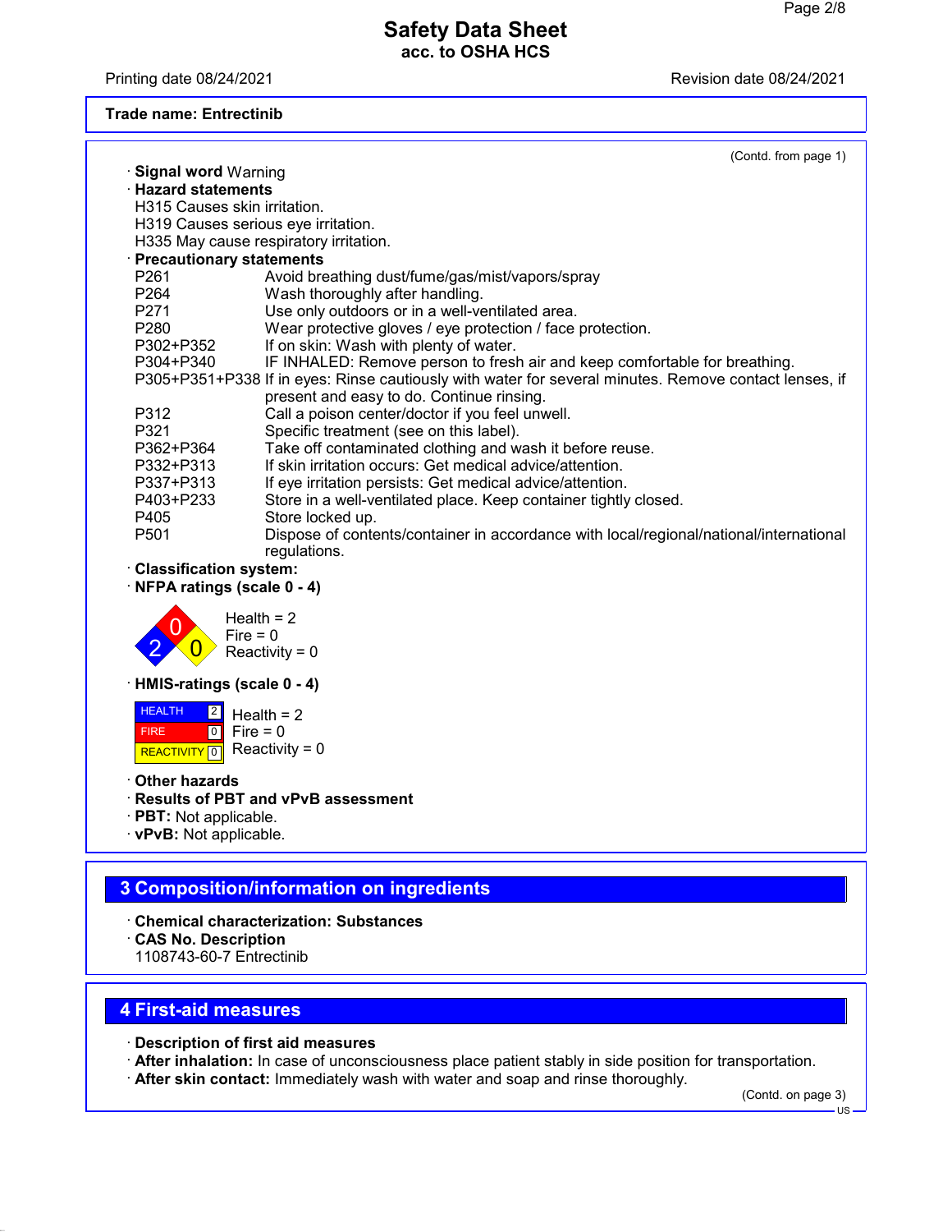**Trade name: Entrectinib**

(Contd. from page 1)

· **Signal word** Warning

· **Hazard statements**

H315 Causes skin irritation.
H319 Causes serious eye irritation.
H335 May cause respiratory irritation.

· **Precautionary statements**

| | |
|---|---|
| P261 | Avoid breathing dust/fume/gas/mist/vapors/spray |
| P264 | Wash thoroughly after handling. |
| P271 | Use only outdoors or in a well-ventilated area. |
| P280 | Wear protective gloves / eye protection / face protection. |
| P302+P352 | If on skin: Wash with plenty of water. |
| P304+P340 | IF INHALED: Remove person to fresh air and keep comfortable for breathing. |
| P305+P351+P338 | If in eyes: Rinse cautiously with water for several minutes. Remove contact lenses, if present and easy to do. Continue rinsing. |
| P312 | Call a poison center/doctor if you feel unwell. |
| P321 | Specific treatment (see on this label). |
| P362+P364 | Take off contaminated clothing and wash it before reuse. |
| P332+P313 | If skin irritation occurs: Get medical advice/attention. |
| P337+P313 | If eye irritation persists: Get medical advice/attention. |
| P403+P233 | Store in a well-ventilated place. Keep container tightly closed. |
| P405 | Store locked up. |
| P501 | Dispose of contents/container in accordance with local/regional/national/international regulations. |

· **Classification system:**

· **NFPA ratings (scale 0 - 4)**

Health = 2
Fire = 0
Reactivity = 0

· **HMIS-ratings (scale 0 - 4)**

| | |
|---|---|
| HEALTH | 2 |
| FIRE | 0 |
| REACTIVITY | 0 |

Health = 2
Fire = 0
Reactivity = 0

· **Other hazards**

· **Results of PBT and vPvB assessment**

· **PBT:** Not applicable.

· **vPvB:** Not applicable.

## 3 Composition/information on ingredients

· **Chemical characterization: Substances**

· **CAS No. Description**

1108743-60-7 Entrectinib

## 4 First-aid measures

· **Description of first aid measures**

· **After inhalation:** In case of unconsciousness place patient stably in side position for transportation.

· **After skin contact:** Immediately wash with water and soap and rinse thoroughly.

(Contd. on page 3)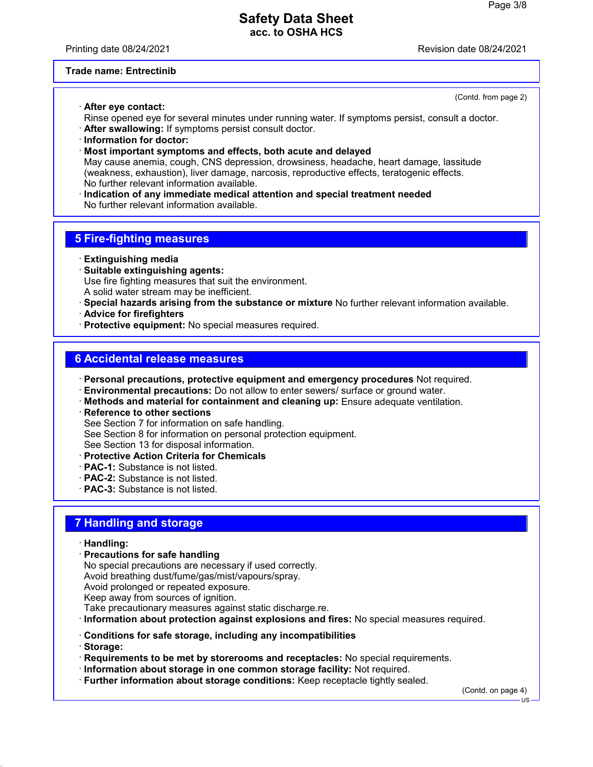**Trade name: Entrectinib**

(Contd. from page 2)

· **After eye contact:**
Rinse opened eye for several minutes under running water. If symptoms persist, consult a doctor.
· **After swallowing:** If symptoms persist consult doctor.
· **Information for doctor:**
· **Most important symptoms and effects, both acute and delayed**
May cause anemia, cough, CNS depression, drowsiness, headache, heart damage, lassitude (weakness, exhaustion), liver damage, narcosis, reproductive effects, teratogenic effects.
No further relevant information available.
· **Indication of any immediate medical attention and special treatment needed**
No further relevant information available.

## 5 Fire-fighting measures

· **Extinguishing media**
· **Suitable extinguishing agents:**
Use fire fighting measures that suit the environment.
A solid water stream may be inefficient.
· **Special hazards arising from the substance or mixture** No further relevant information available.
· **Advice for firefighters**
· **Protective equipment:** No special measures required.

## 6 Accidental release measures

· **Personal precautions, protective equipment and emergency procedures** Not required.
· **Environmental precautions:** Do not allow to enter sewers/ surface or ground water.
· **Methods and material for containment and cleaning up:** Ensure adequate ventilation.
· **Reference to other sections**
See Section 7 for information on safe handling.
See Section 8 for information on personal protection equipment.
See Section 13 for disposal information.
· **Protective Action Criteria for Chemicals**
· **PAC-1:** Substance is not listed.
· **PAC-2:** Substance is not listed.
· **PAC-3:** Substance is not listed.

## 7 Handling and storage

· **Handling:**
· **Precautions for safe handling**
No special precautions are necessary if used correctly.
Avoid breathing dust/fume/gas/mist/vapours/spray.
Avoid prolonged or repeated exposure.
Keep away from sources of ignition.
Take precautionary measures against static discharge.re.
· **Information about protection against explosions and fires:** No special measures required.

· **Conditions for safe storage, including any incompatibilities**
· **Storage:**
· **Requirements to be met by storerooms and receptacles:** No special requirements.
· **Information about storage in one common storage facility:** Not required.
· **Further information about storage conditions:** Keep receptacle tightly sealed.

(Contd. on page 4)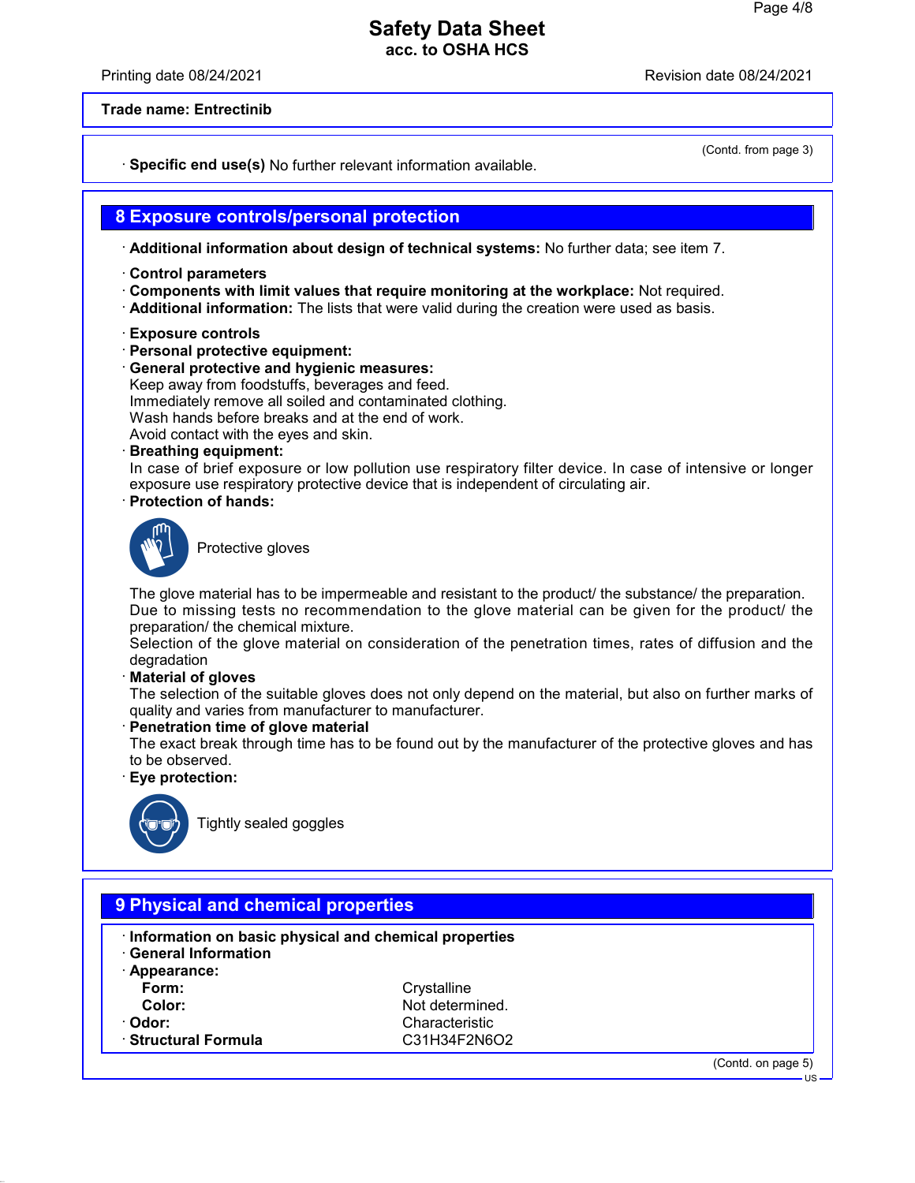**Trade name: Entrectinib**

(Contd. from page 3)

· **Specific end use(s)** No further relevant information available.

## 8 Exposure controls/personal protection

· **Additional information about design of technical systems:** No further data; see item 7.

· **Control parameters**
· **Components with limit values that require monitoring at the workplace:** Not required.
· **Additional information:** The lists that were valid during the creation were used as basis.

· **Exposure controls**
· **Personal protective equipment:**
· **General protective and hygienic measures:**
Keep away from foodstuffs, beverages and feed.
Immediately remove all soiled and contaminated clothing.
Wash hands before breaks and at the end of work.
Avoid contact with the eyes and skin.
· **Breathing equipment:**
In case of brief exposure or low pollution use respiratory filter device. In case of intensive or longer exposure use respiratory protective device that is independent of circulating air.
· **Protection of hands:**

Protective gloves

The glove material has to be impermeable and resistant to the product/ the substance/ the preparation.
Due to missing tests no recommendation to the glove material can be given for the product/ the preparation/ the chemical mixture.
Selection of the glove material on consideration of the penetration times, rates of diffusion and the degradation
· **Material of gloves**
The selection of the suitable gloves does not only depend on the material, but also on further marks of quality and varies from manufacturer to manufacturer.
· **Penetration time of glove material**
The exact break through time has to be found out by the manufacturer of the protective gloves and has to be observed.
· **Eye protection:**

Tightly sealed goggles

## 9 Physical and chemical properties

· **Information on basic physical and chemical properties**
· **General Information**
· **Appearance:**

| | |
|---|---|
| **Form:** | Crystalline |
| **Color:** | Not determined. |
| · **Odor:** | Characteristic |
| · **Structural Formula** | $C_{31}H_{34}F_2N_6O_2$ |

(Contd. on page 5)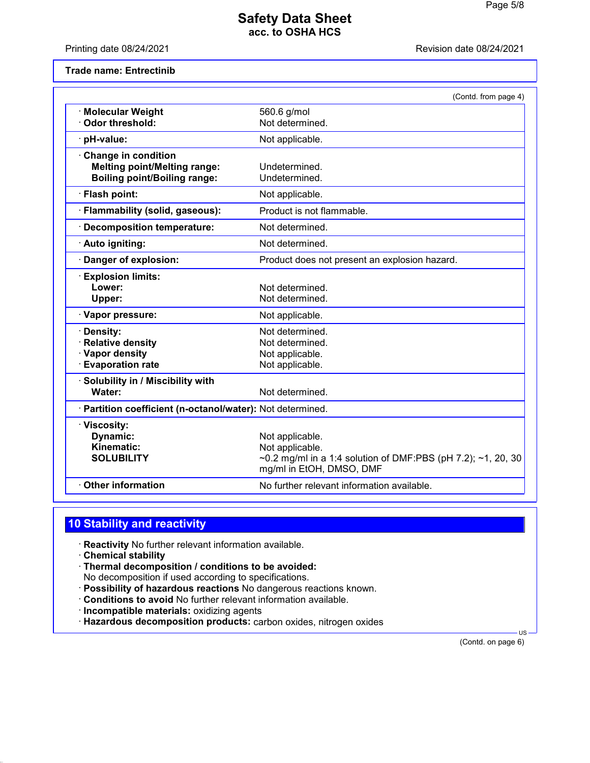**Trade name: Entrectinib**

(Contd. from page 4)

| | |
|---|---|
| · **Molecular Weight** | 560.6 g/mol |
| · **Odor threshold:** | Not determined. |
| · **pH-value:** | Not applicable. |
| · **Change in condition** | |
| **Melting point/Melting range:** | Undetermined. |
| **Boiling point/Boiling range:** | Undetermined. |
| · **Flash point:** | Not applicable. |
| · **Flammability (solid, gaseous):** | Product is not flammable. |
| · **Decomposition temperature:** | Not determined. |
| · **Auto igniting:** | Not determined. |
| · **Danger of explosion:** | Product does not present an explosion hazard. |
| · **Explosion limits:** | |
| **Lower:** | Not determined. |
| **Upper:** | Not determined. |
| · **Vapor pressure:** | Not applicable. |
| · **Density:** | Not determined. |
| · **Relative density** | Not determined. |
| · **Vapor density** | Not applicable. |
| · **Evaporation rate** | Not applicable. |
| · **Solubility in / Miscibility with** | |
| **Water:** | Not determined. |
| · **Partition coefficient (n-octanol/water):** | Not determined. |
| · **Viscosity:** | |
| **Dynamic:** | Not applicable. |
| **Kinematic:** | Not applicable. |
| **SOLUBILITY** | ~0.2 mg/ml in a 1:4 solution of DMF:PBS (pH 7.2); ~1, 20, 30 mg/ml in EtOH, DMSO, DMF |
| · **Other information** | No further relevant information available. |

## 10 Stability and reactivity

· **Reactivity** No further relevant information available.
· **Chemical stability**
· **Thermal decomposition / conditions to be avoided:**
No decomposition if used according to specifications.
· **Possibility of hazardous reactions** No dangerous reactions known.
· **Conditions to avoid** No further relevant information available.
· **Incompatible materials:** oxidizing agents
· **Hazardous decomposition products:** carbon oxides, nitrogen oxides

(Contd. on page 6)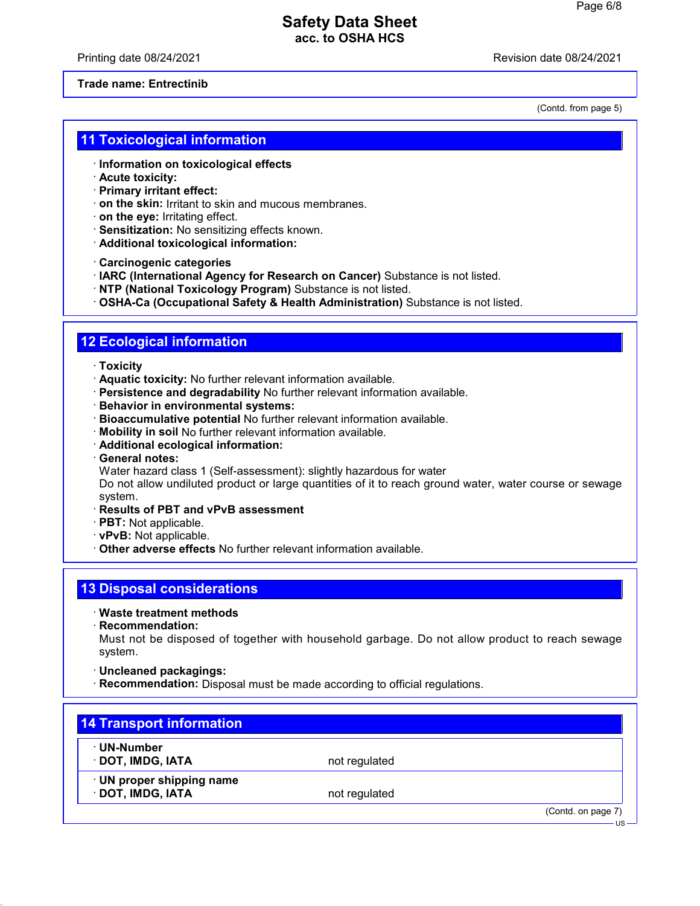**Trade name: Entrectinib**

(Contd. from page 5)

## 11 Toxicological information

- **Information on toxicological effects**
- **Acute toxicity:**
- **Primary irritant effect:**
- **on the skin:** Irritant to skin and mucous membranes.
- **on the eye:** Irritating effect.
- **Sensitization:** No sensitizing effects known.
- **Additional toxicological information:**

- **Carcinogenic categories**
- **IARC (International Agency for Research on Cancer)** Substance is not listed.
- **NTP (National Toxicology Program)** Substance is not listed.
- **OSHA-Ca (Occupational Safety & Health Administration)** Substance is not listed.

## 12 Ecological information

- **Toxicity**
- **Aquatic toxicity:** No further relevant information available.
- **Persistence and degradability** No further relevant information available.
- **Behavior in environmental systems:**
- **Bioaccumulative potential** No further relevant information available.
- **Mobility in soil** No further relevant information available.
- **Additional ecological information:**
- **General notes:**
  Water hazard class 1 (Self-assessment): slightly hazardous for water
  Do not allow undiluted product or large quantities of it to reach ground water, water course or sewage system.
- **Results of PBT and vPvB assessment**
- **PBT:** Not applicable.
- **vPvB:** Not applicable.
- **Other adverse effects** No further relevant information available.

## 13 Disposal considerations

- **Waste treatment methods**
- **Recommendation:**
  Must not be disposed of together with household garbage. Do not allow product to reach sewage system.

- **Uncleaned packagings:**
- **Recommendation:** Disposal must be made according to official regulations.

## 14 Transport information

| | |
|---|---|
| **UN-Number** | |
| **DOT, IMDG, IATA** | not regulated |
| **UN proper shipping name** | |
| **DOT, IMDG, IATA** | not regulated |

(Contd. on page 7)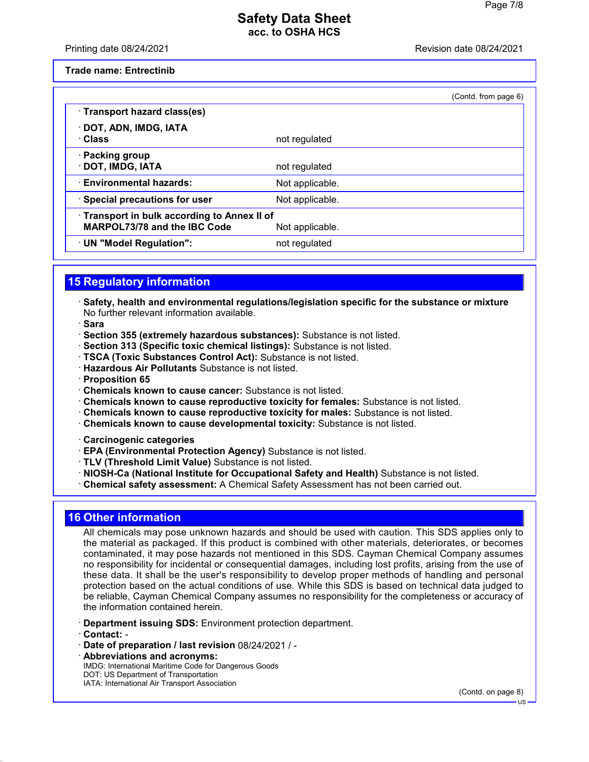(Contd. from page 6)

| · **Transport hazard class(es)** | |
|---|---|
| · **DOT, ADN, IMDG, IATA** | |
| · **Class** | not regulated |
| · **Packing group** | |
| · **DOT, IMDG, IATA** | not regulated |
| · **Environmental hazards:** | Not applicable. |
| · **Special precautions for user** | Not applicable. |
| · **Transport in bulk according to Annex II of MARPOL73/78 and the IBC Code** | Not applicable. |
| · **UN "Model Regulation":** | not regulated |

## 15 Regulatory information

· **Safety, health and environmental regulations/legislation specific for the substance or mixture**
No further relevant information available.
· **Sara**
· **Section 355 (extremely hazardous substances):** Substance is not listed.
· **Section 313 (Specific toxic chemical listings):** Substance is not listed.
· **TSCA (Toxic Substances Control Act):** Substance is not listed.
· **Hazardous Air Pollutants** Substance is not listed.
· **Proposition 65**
· **Chemicals known to cause cancer:** Substance is not listed.
· **Chemicals known to cause reproductive toxicity for females:** Substance is not listed.
· **Chemicals known to cause reproductive toxicity for males:** Substance is not listed.
· **Chemicals known to cause developmental toxicity:** Substance is not listed.

· **Carcinogenic categories**
· **EPA (Environmental Protection Agency)** Substance is not listed.
· **TLV (Threshold Limit Value)** Substance is not listed.
· **NIOSH-Ca (National Institute for Occupational Safety and Health)** Substance is not listed.
· **Chemical safety assessment:** A Chemical Safety Assessment has not been carried out.

## 16 Other information

All chemicals may pose unknown hazards and should be used with caution. This SDS applies only to the material as packaged. If this product is combined with other materials, deteriorates, or becomes contaminated, it may pose hazards not mentioned in this SDS. Cayman Chemical Company assumes no responsibility for incidental or consequential damages, including lost profits, arising from the use of these data. It shall be the user's responsibility to develop proper methods of handling and personal protection based on the actual conditions of use. While this SDS is based on technical data judged to be reliable, Cayman Chemical Company assumes no responsibility for the completeness or accuracy of the information contained herein.

· **Department issuing SDS:** Environment protection department.
· **Contact:** -
· **Date of preparation / last revision** 08/24/2021 / -
· **Abbreviations and acronyms:**
IMDG: International Maritime Code for Dangerous Goods
DOT: US Department of Transportation
IATA: International Air Transport Association

(Contd. on page 8)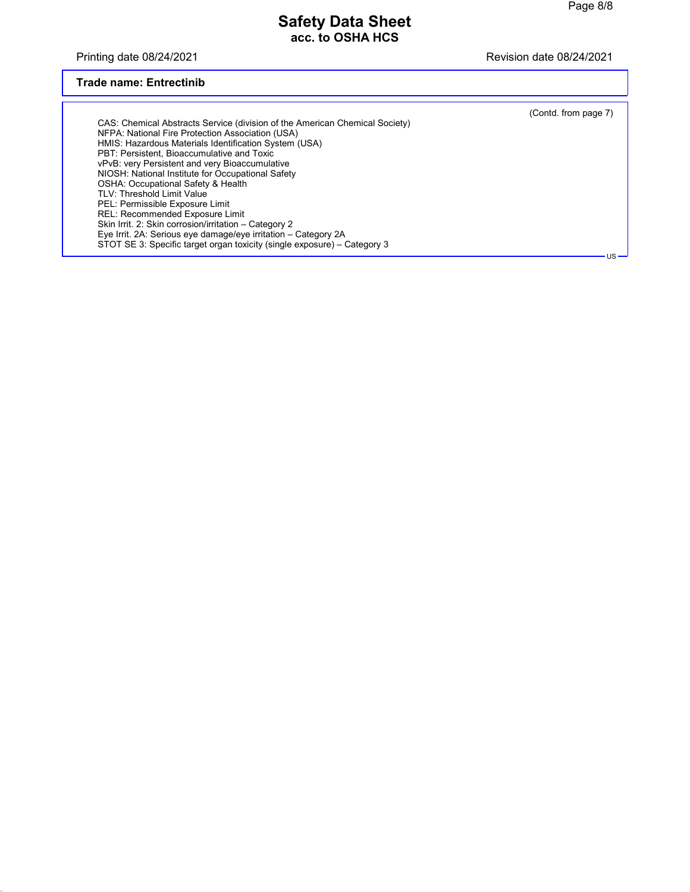**Trade name: Entrectinib**

(Contd. from page 7)

CAS: Chemical Abstracts Service (division of the American Chemical Society)
NFPA: National Fire Protection Association (USA)
HMIS: Hazardous Materials Identification System (USA)
PBT: Persistent, Bioaccumulative and Toxic
vPvB: very Persistent and very Bioaccumulative
NIOSH: National Institute for Occupational Safety
OSHA: Occupational Safety & Health
TLV: Threshold Limit Value
PEL: Permissible Exposure Limit
REL: Recommended Exposure Limit
Skin Irrit. 2: Skin corrosion/irritation – Category 2
Eye Irrit. 2A: Serious eye damage/eye irritation – Category 2A
STOT SE 3: Specific target organ toxicity (single exposure) – Category 3